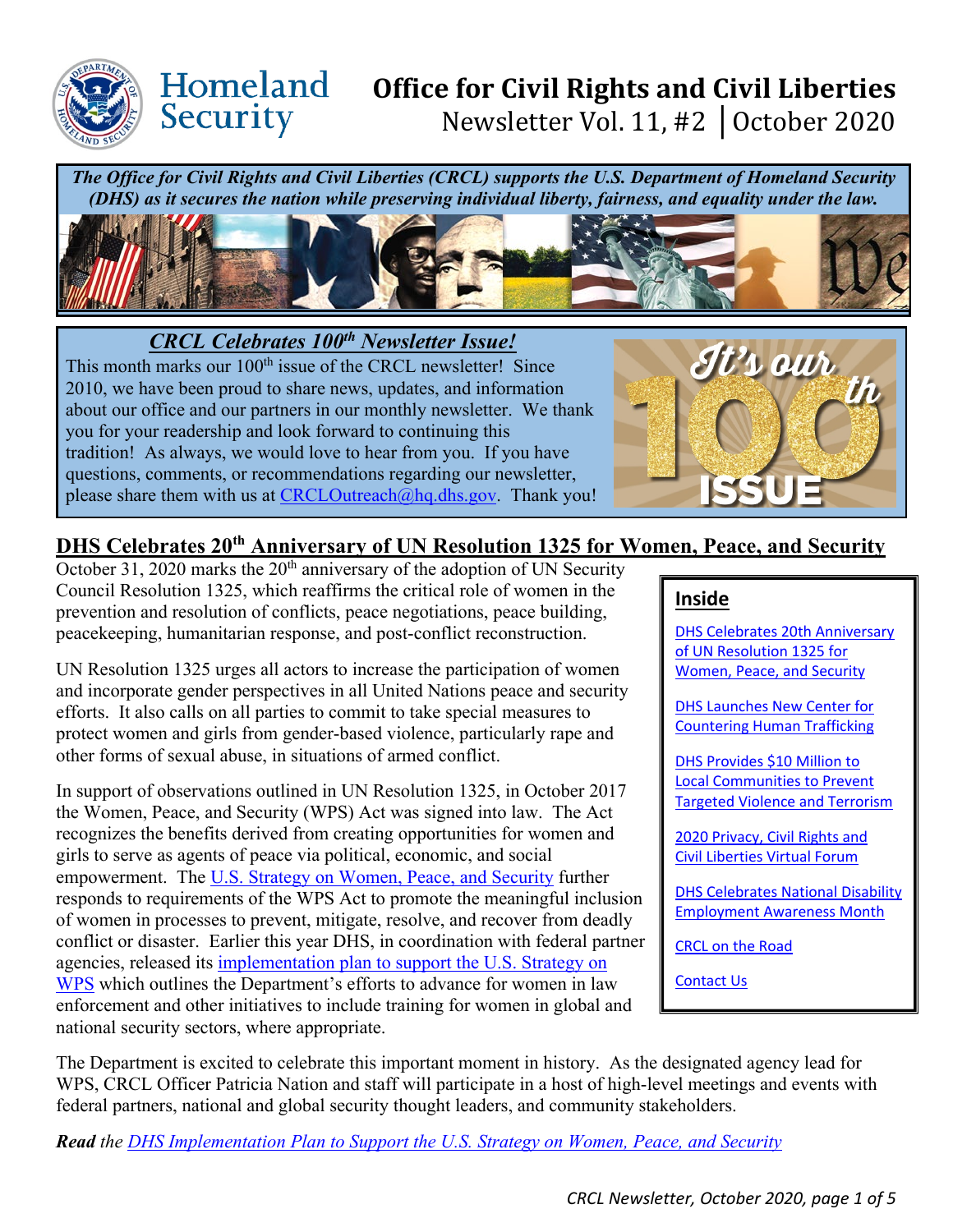# Office for Civil Rights and Civil Liberties

Newsletter Vol. 11, #2 │October 2020

***The Office for Civil Rights and Civil Liberties (CRCL) supports the U.S. Department of Homeland Security (DHS) as it secures the nation while preserving individual liberty, fairness, and equality under the law.***

## *CRCL Celebrates 100th Newsletter Issue!*

This month marks our 100th issue of the CRCL newsletter! Since 2010, we have been proud to share news, updates, and information about our office and our partners in our monthly newsletter. We thank you for your readership and look forward to continuing this tradition! As always, we would love to hear from you. If you have questions, comments, or recommendations regarding our newsletter, please share them with us at CRCLOutreach@hq.dhs.gov. Thank you!

It's our 100th ISSUE

**Inside**

- DHS Celebrates 20th Anniversary of UN Resolution 1325 for Women, Peace, and Security
- DHS Launches New Center for Countering Human Trafficking
- DHS Provides $10 Million to Local Communities to Prevent Targeted Violence and Terrorism
- 2020 Privacy, Civil Rights and Civil Liberties Virtual Forum
- DHS Celebrates National Disability Employment Awareness Month
- CRCL on the Road
- Contact Us

## DHS Celebrates 20th Anniversary of UN Resolution 1325 for Women, Peace, and Security

October 31, 2020 marks the 20th anniversary of the adoption of UN Security Council Resolution 1325, which reaffirms the critical role of women in the prevention and resolution of conflicts, peace negotiations, peace building, peacekeeping, humanitarian response, and post-conflict reconstruction.

UN Resolution 1325 urges all actors to increase the participation of women and incorporate gender perspectives in all United Nations peace and security efforts. It also calls on all parties to commit to take special measures to protect women and girls from gender-based violence, particularly rape and other forms of sexual abuse, in situations of armed conflict.

In support of observations outlined in UN Resolution 1325, in October 2017 the Women, Peace, and Security (WPS) Act was signed into law. The Act recognizes the benefits derived from creating opportunities for women and girls to serve as agents of peace via political, economic, and social empowerment. The U.S. Strategy on Women, Peace, and Security further responds to requirements of the WPS Act to promote the meaningful inclusion of women in processes to prevent, mitigate, resolve, and recover from deadly conflict or disaster. Earlier this year DHS, in coordination with federal partner agencies, released its implementation plan to support the U.S. Strategy on WPS which outlines the Department's efforts to advance for women in law enforcement and other initiatives to include training for women in global and national security sectors, where appropriate.

The Department is excited to celebrate this important moment in history. As the designated agency lead for WPS, CRCL Officer Patricia Nation and staff will participate in a host of high-level meetings and events with federal partners, national and global security thought leaders, and community stakeholders.

***Read** the DHS Implementation Plan to Support the U.S. Strategy on Women, Peace, and Security*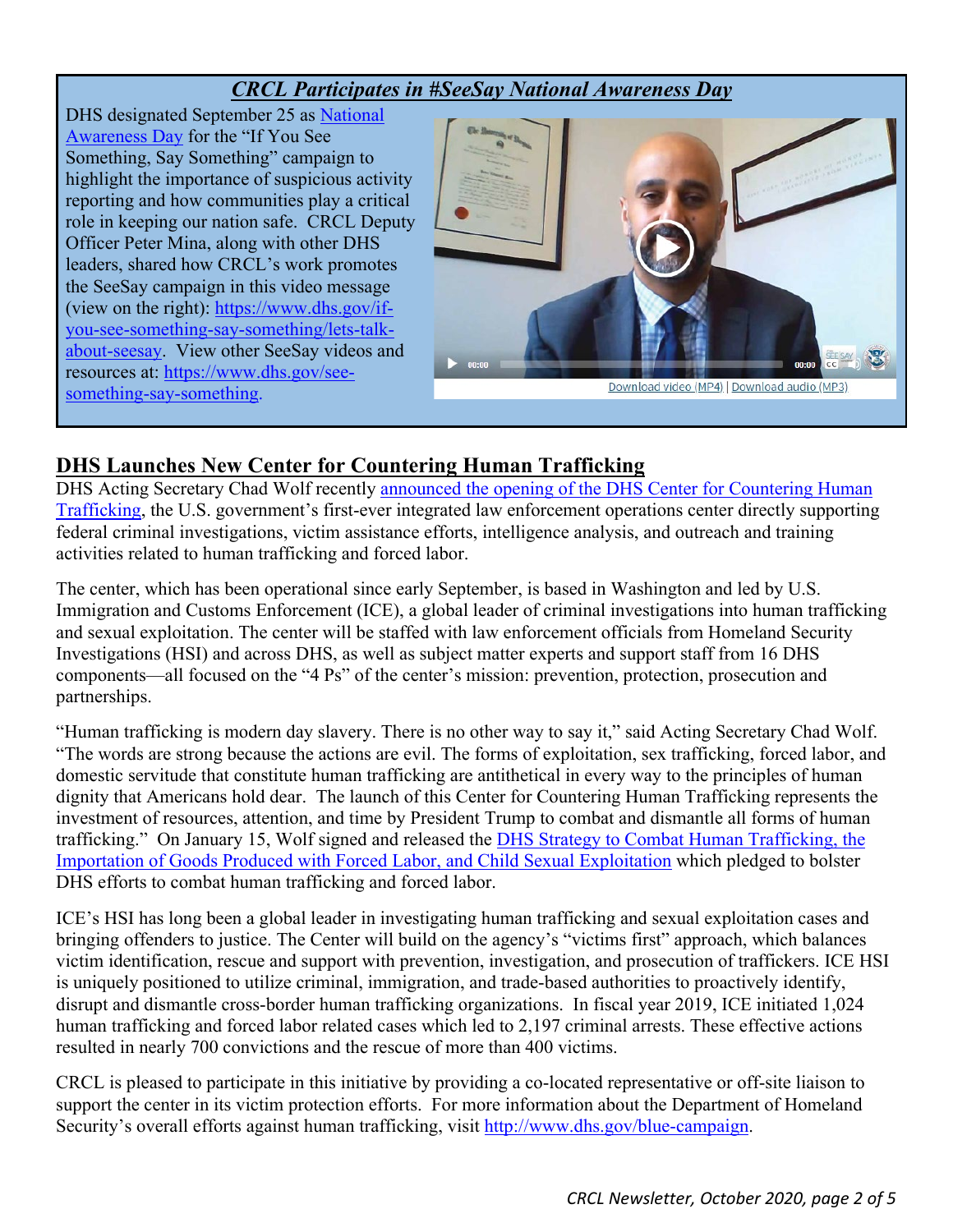## *CRCL Participates in #SeeSay National Awareness Day*

DHS designated September 25 as National Awareness Day for the "If You See Something, Say Something" campaign to highlight the importance of suspicious activity reporting and how communities play a critical role in keeping our nation safe. CRCL Deputy Officer Peter Mina, along with other DHS leaders, shared how CRCL's work promotes the SeeSay campaign in this video message (view on the right): https://www.dhs.gov/if-you-see-something-say-something/lets-talk-about-seesay. View other SeeSay videos and resources at: https://www.dhs.gov/see-something-say-something.

Download video (MP4) | Download audio (MP3)

## DHS Launches New Center for Countering Human Trafficking

DHS Acting Secretary Chad Wolf recently announced the opening of the DHS Center for Countering Human Trafficking, the U.S. government's first-ever integrated law enforcement operations center directly supporting federal criminal investigations, victim assistance efforts, intelligence analysis, and outreach and training activities related to human trafficking and forced labor.

The center, which has been operational since early September, is based in Washington and led by U.S. Immigration and Customs Enforcement (ICE), a global leader of criminal investigations into human trafficking and sexual exploitation. The center will be staffed with law enforcement officials from Homeland Security Investigations (HSI) and across DHS, as well as subject matter experts and support staff from 16 DHS components—all focused on the "4 Ps" of the center's mission: prevention, protection, prosecution and partnerships.

"Human trafficking is modern day slavery. There is no other way to say it," said Acting Secretary Chad Wolf. "The words are strong because the actions are evil. The forms of exploitation, sex trafficking, forced labor, and domestic servitude that constitute human trafficking are antithetical in every way to the principles of human dignity that Americans hold dear. The launch of this Center for Countering Human Trafficking represents the investment of resources, attention, and time by President Trump to combat and dismantle all forms of human trafficking." On January 15, Wolf signed and released the DHS Strategy to Combat Human Trafficking, the Importation of Goods Produced with Forced Labor, and Child Sexual Exploitation which pledged to bolster DHS efforts to combat human trafficking and forced labor.

ICE's HSI has long been a global leader in investigating human trafficking and sexual exploitation cases and bringing offenders to justice. The Center will build on the agency's "victims first" approach, which balances victim identification, rescue and support with prevention, investigation, and prosecution of traffickers. ICE HSI is uniquely positioned to utilize criminal, immigration, and trade-based authorities to proactively identify, disrupt and dismantle cross-border human trafficking organizations. In fiscal year 2019, ICE initiated 1,024 human trafficking and forced labor related cases which led to 2,197 criminal arrests. These effective actions resulted in nearly 700 convictions and the rescue of more than 400 victims.

CRCL is pleased to participate in this initiative by providing a co-located representative or off-site liaison to support the center in its victim protection efforts. For more information about the Department of Homeland Security's overall efforts against human trafficking, visit http://www.dhs.gov/blue-campaign.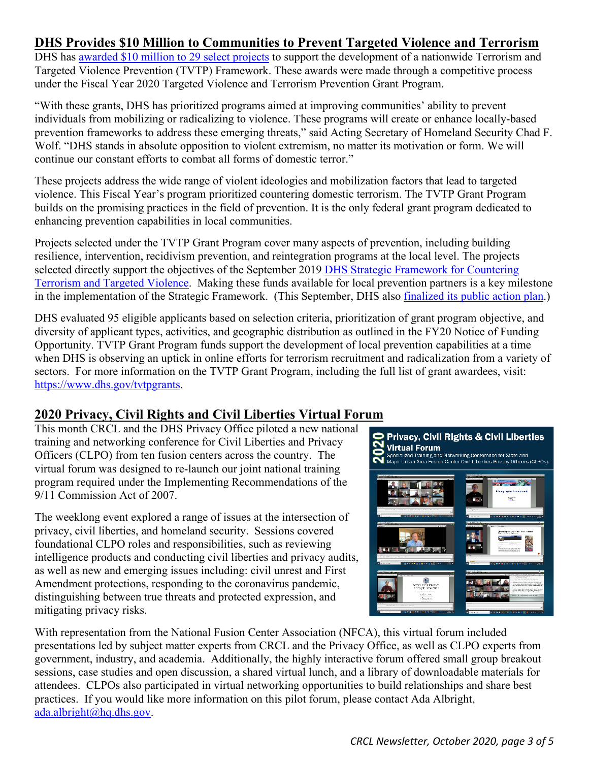## DHS Provides $10 Million to Communities to Prevent Targeted Violence and Terrorism

DHS has awarded $10 million to 29 select projects to support the development of a nationwide Terrorism and Targeted Violence Prevention (TVTP) Framework. These awards were made through a competitive process under the Fiscal Year 2020 Targeted Violence and Terrorism Prevention Grant Program.

"With these grants, DHS has prioritized programs aimed at improving communities' ability to prevent individuals from mobilizing or radicalizing to violence. These programs will create or enhance locally-based prevention frameworks to address these emerging threats," said Acting Secretary of Homeland Security Chad F. Wolf. "DHS stands in absolute opposition to violent extremism, no matter its motivation or form. We will continue our constant efforts to combat all forms of domestic terror."

These projects address the wide range of violent ideologies and mobilization factors that lead to targeted violence. This Fiscal Year's program prioritized countering domestic terrorism. The TVTP Grant Program builds on the promising practices in the field of prevention. It is the only federal grant program dedicated to enhancing prevention capabilities in local communities.

Projects selected under the TVTP Grant Program cover many aspects of prevention, including building resilience, intervention, recidivism prevention, and reintegration programs at the local level. The projects selected directly support the objectives of the September 2019 DHS Strategic Framework for Countering Terrorism and Targeted Violence. Making these funds available for local prevention partners is a key milestone in the implementation of the Strategic Framework. (This September, DHS also finalized its public action plan.)

DHS evaluated 95 eligible applicants based on selection criteria, prioritization of grant program objective, and diversity of applicant types, activities, and geographic distribution as outlined in the FY20 Notice of Funding Opportunity. TVTP Grant Program funds support the development of local prevention capabilities at a time when DHS is observing an uptick in online efforts for terrorism recruitment and radicalization from a variety of sectors. For more information on the TVTP Grant Program, including the full list of grant awardees, visit: https://www.dhs.gov/tvtpgrants.

## 2020 Privacy, Civil Rights and Civil Liberties Virtual Forum

This month CRCL and the DHS Privacy Office piloted a new national training and networking conference for Civil Liberties and Privacy Officers (CLPO) from ten fusion centers across the country. The virtual forum was designed to re-launch our joint national training program required under the Implementing Recommendations of the 9/11 Commission Act of 2007.

The weeklong event explored a range of issues at the intersection of privacy, civil liberties, and homeland security. Sessions covered foundational CLPO roles and responsibilities, such as reviewing intelligence products and conducting civil liberties and privacy audits, as well as new and emerging issues including: civil unrest and First Amendment protections, responding to the coronavirus pandemic, distinguishing between true threats and protected expression, and mitigating privacy risks.

With representation from the National Fusion Center Association (NFCA), this virtual forum included presentations led by subject matter experts from CRCL and the Privacy Office, as well as CLPO experts from government, industry, and academia. Additionally, the highly interactive forum offered small group breakout sessions, case studies and open discussion, a shared virtual lunch, and a library of downloadable materials for attendees. CLPOs also participated in virtual networking opportunities to build relationships and share best practices. If you would like more information on this pilot forum, please contact Ada Albright, ada.albright@hq.dhs.gov.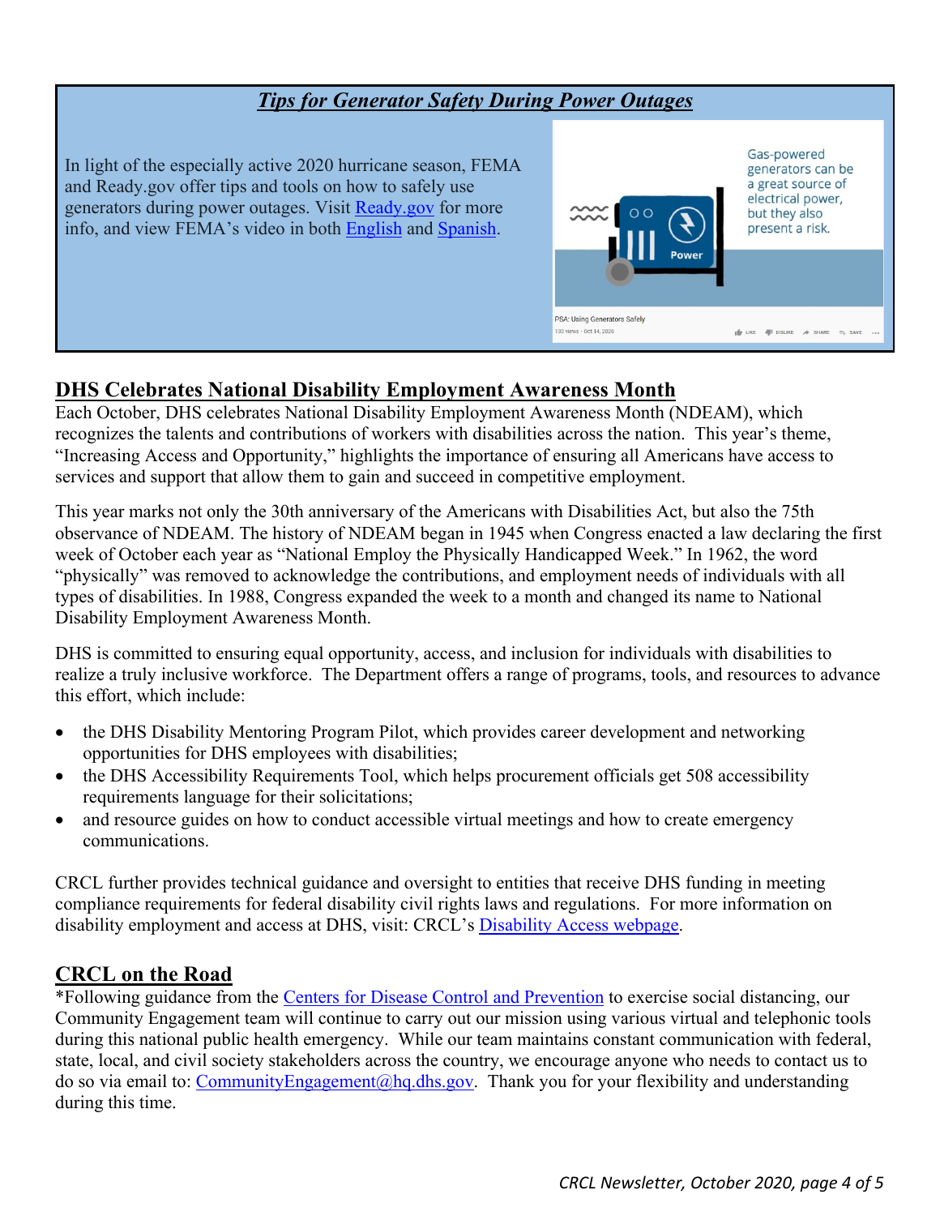## *Tips for Generator Safety During Power Outages*

In light of the especially active 2020 hurricane season, FEMA and Ready.gov offer tips and tools on how to safely use generators during power outages. Visit [Ready.gov](Ready.gov) for more info, and view FEMA's video in both English and Spanish.

## DHS Celebrates National Disability Employment Awareness Month

Each October, DHS celebrates National Disability Employment Awareness Month (NDEAM), which recognizes the talents and contributions of workers with disabilities across the nation. This year's theme, "Increasing Access and Opportunity," highlights the importance of ensuring all Americans have access to services and support that allow them to gain and succeed in competitive employment.

This year marks not only the 30th anniversary of the Americans with Disabilities Act, but also the 75th observance of NDEAM. The history of NDEAM began in 1945 when Congress enacted a law declaring the first week of October each year as "National Employ the Physically Handicapped Week." In 1962, the word "physically" was removed to acknowledge the contributions, and employment needs of individuals with all types of disabilities. In 1988, Congress expanded the week to a month and changed its name to National Disability Employment Awareness Month.

DHS is committed to ensuring equal opportunity, access, and inclusion for individuals with disabilities to realize a truly inclusive workforce. The Department offers a range of programs, tools, and resources to advance this effort, which include:

- the DHS Disability Mentoring Program Pilot, which provides career development and networking opportunities for DHS employees with disabilities;
- the DHS Accessibility Requirements Tool, which helps procurement officials get 508 accessibility requirements language for their solicitations;
- and resource guides on how to conduct accessible virtual meetings and how to create emergency communications.

CRCL further provides technical guidance and oversight to entities that receive DHS funding in meeting compliance requirements for federal disability civil rights laws and regulations. For more information on disability employment and access at DHS, visit: CRCL's Disability Access webpage.

## CRCL on the Road

*Following guidance from the Centers for Disease Control and Prevention to exercise social distancing, our Community Engagement team will continue to carry out our mission using various virtual and telephonic tools during this national public health emergency. While our team maintains constant communication with federal, state, local, and civil society stakeholders across the country, we encourage anyone who needs to contact us to do so via email to: CommunityEngagement@hq.dhs.gov. Thank you for your flexibility and understanding during this time.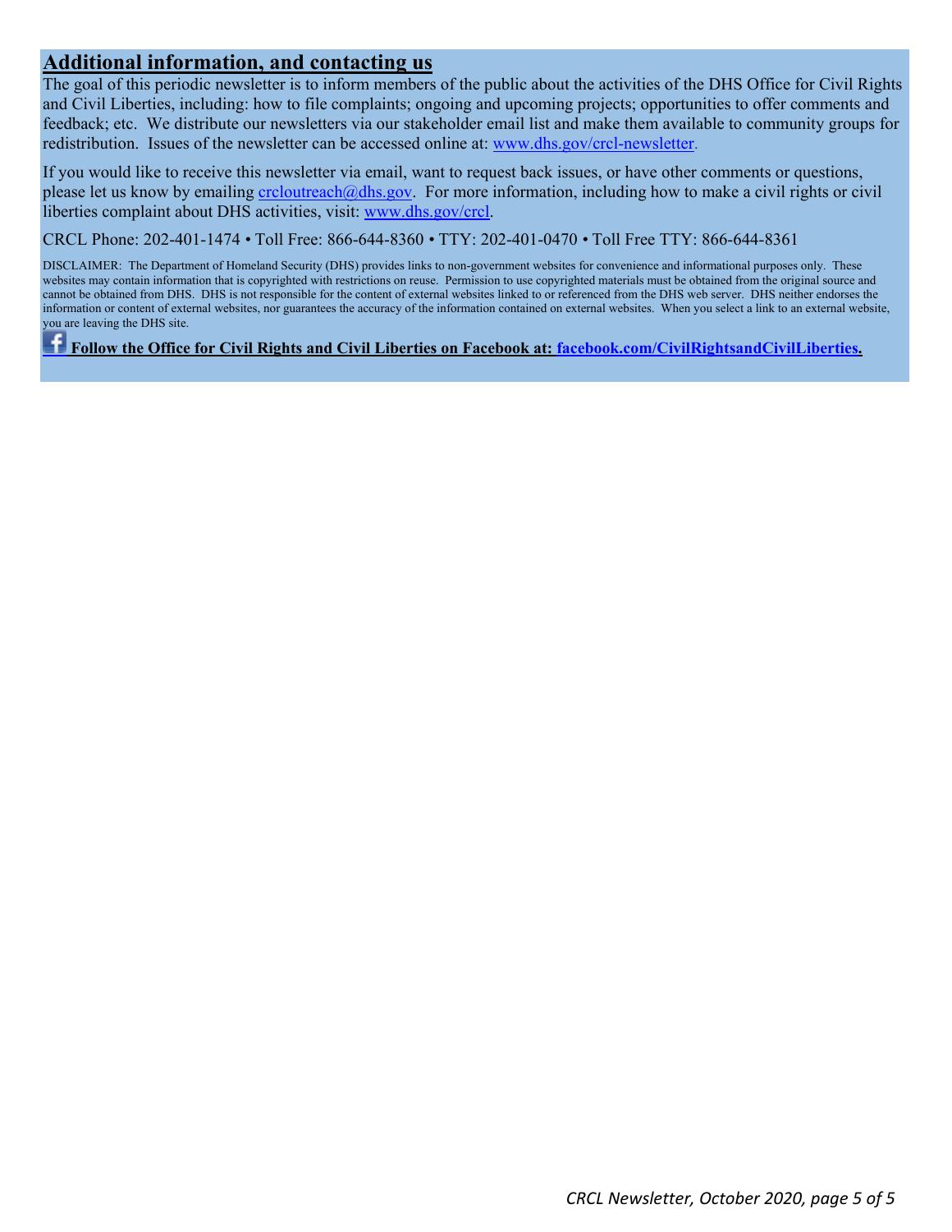## Additional information, and contacting us

The goal of this periodic newsletter is to inform members of the public about the activities of the DHS Office for Civil Rights and Civil Liberties, including: how to file complaints; ongoing and upcoming projects; opportunities to offer comments and feedback; etc. We distribute our newsletters via our stakeholder email list and make them available to community groups for redistribution. Issues of the newsletter can be accessed online at: www.dhs.gov/crcl-newsletter.

If you would like to receive this newsletter via email, want to request back issues, or have other comments or questions, please let us know by emailing crcloutreach@dhs.gov. For more information, including how to make a civil rights or civil liberties complaint about DHS activities, visit: www.dhs.gov/crcl.

CRCL Phone: 202-401-1474 • Toll Free: 866-644-8360 • TTY: 202-401-0470 • Toll Free TTY: 866-644-8361

DISCLAIMER: The Department of Homeland Security (DHS) provides links to non-government websites for convenience and informational purposes only. These websites may contain information that is copyrighted with restrictions on reuse. Permission to use copyrighted materials must be obtained from the original source and cannot be obtained from DHS. DHS is not responsible for the content of external websites linked to or referenced from the DHS web server. DHS neither endorses the information or content of external websites, nor guarantees the accuracy of the information contained on external websites. When you select a link to an external website, you are leaving the DHS site.

**Follow the Office for Civil Rights and Civil Liberties on Facebook at: facebook.com/CivilRightsandCivilLiberties.**